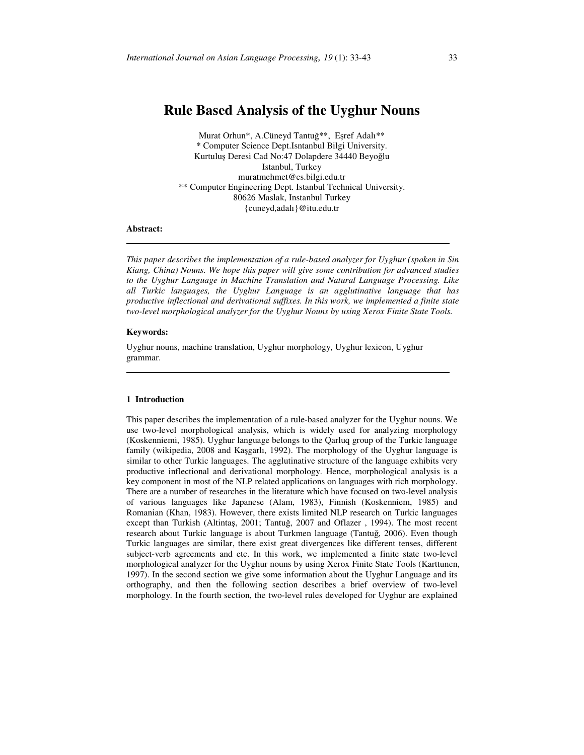# Rule Based Analysis of the Uyghur Nouns

Murat Orhun*, A.Cüneyd Tantuğ**, Eşref Adalı**
* Computer Science Dept.Isntanbul Bilgi University.
Kurtuluş Deresi Cad No:47 Dolapdere 34440 Beyoğlu
Istanbul, Turkey
muratmehmet@cs.bilgi.edu.tr
** Computer Engineering Dept. Istanbul Technical University.
80626 Maslak, Instanbul Turkey
{cuneyd,adalı}@itu.edu.tr

**Abstract:**

*This paper describes the implementation of a rule-based analyzer for Uyghur (spoken in Sin Kiang, China) Nouns. We hope this paper will give some contribution for advanced studies to the Uyghur Language in Machine Translation and Natural Language Processing. Like all Turkic languages, the Uyghur Language is an agglutinative language that has productive inflectional and derivational suffixes. In this work, we implemented a finite state two-level morphological analyzer for the Uyghur Nouns by using Xerox Finite State Tools.*

**Keywords:**

Uyghur nouns, machine translation, Uyghur morphology, Uyghur lexicon, Uyghur grammar.

## 1 Introduction

This paper describes the implementation of a rule-based analyzer for the Uyghur nouns. We use two-level morphological analysis, which is widely used for analyzing morphology (Koskenniemi, 1985). Uyghur language belongs to the Qarluq group of the Turkic language family (wikipedia, 2008 and Kaşgarlı, 1992). The morphology of the Uyghur language is similar to other Turkic languages. The agglutinative structure of the language exhibits very productive inflectional and derivational morphology. Hence, morphological analysis is a key component in most of the NLP related applications on languages with rich morphology. There are a number of researches in the literature which have focused on two-level analysis of various languages like Japanese (Alam, 1983), Finnish (Koskenniem, 1985) and Romanian (Khan, 1983). However, there exists limited NLP research on Turkic languages except than Turkish (Altintaş, 2001; Tantuğ, 2007 and Oflazer , 1994). The most recent research about Turkic language is about Turkmen language (Tantuğ, 2006). Even though Turkic languages are similar, there exist great divergences like different tenses, different subject-verb agreements and etc. In this work, we implemented a finite state two-level morphological analyzer for the Uyghur nouns by using Xerox Finite State Tools (Karttunen, 1997). In the second section we give some information about the Uyghur Language and its orthography, and then the following section describes a brief overview of two-level morphology. In the fourth section, the two-level rules developed for Uyghur are explained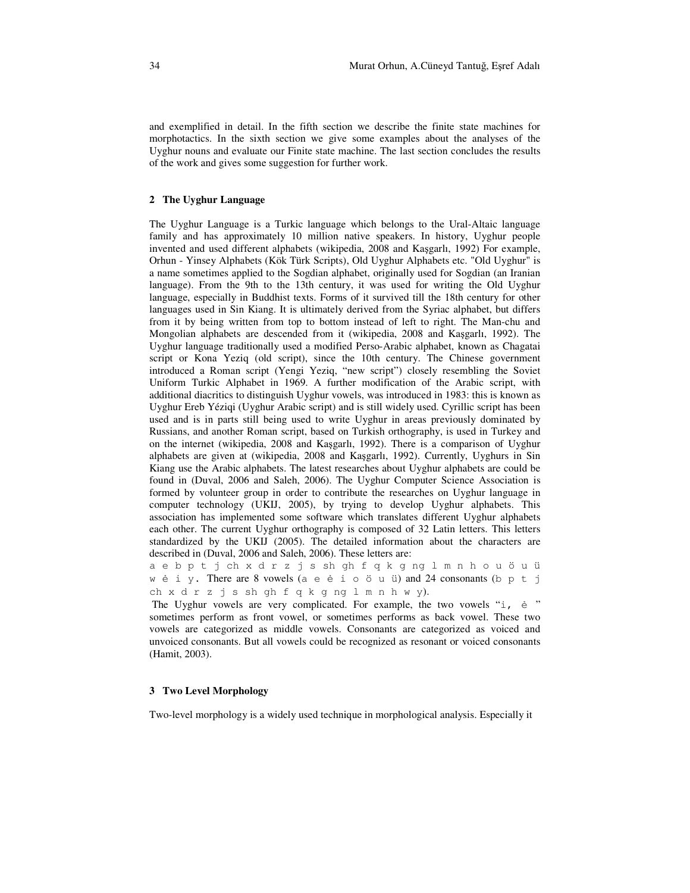and exemplified in detail. In the fifth section we describe the finite state machines for morphotactics. In the sixth section we give some examples about the analyses of the Uyghur nouns and evaluate our Finite state machine. The last section concludes the results of the work and gives some suggestion for further work.

## 2 The Uyghur Language

The Uyghur Language is a Turkic language which belongs to the Ural-Altaic language family and has approximately 10 million native speakers. In history, Uyghur people invented and used different alphabets (wikipedia, 2008 and Kaşgarlı, 1992) For example, Orhun - Yinsey Alphabets (Kök Türk Scripts), Old Uyghur Alphabets etc. "Old Uyghur" is a name sometimes applied to the Sogdian alphabet, originally used for Sogdian (an Iranian language). From the 9th to the 13th century, it was used for writing the Old Uyghur language, especially in Buddhist texts. Forms of it survived till the 18th century for other languages used in Sin Kiang. It is ultimately derived from the Syriac alphabet, but differs from it by being written from top to bottom instead of left to right. The Man-chu and Mongolian alphabets are descended from it (wikipedia, 2008 and Kaşgarlı, 1992). The Uyghur language traditionally used a modified Perso-Arabic alphabet, known as Chagatai script or Kona Yeziq (old script), since the 10th century. The Chinese government introduced a Roman script (Yengi Yeziq, "new script") closely resembling the Soviet Uniform Turkic Alphabet in 1969. A further modification of the Arabic script, with additional diacritics to distinguish Uyghur vowels, was introduced in 1983: this is known as Uyghur Ereb Yéziqi (Uyghur Arabic script) and is still widely used. Cyrillic script has been used and is in parts still being used to write Uyghur in areas previously dominated by Russians, and another Roman script, based on Turkish orthography, is used in Turkey and on the internet (wikipedia, 2008 and Kaşgarlı, 1992). There is a comparison of Uyghur alphabets are given at (wikipedia, 2008 and Kaşgarlı, 1992). Currently, Uyghurs in Sin Kiang use the Arabic alphabets. The latest researches about Uyghur alphabets are could be found in (Duval, 2006 and Saleh, 2006). The Uyghur Computer Science Association is formed by volunteer group in order to contribute the researches on Uyghur language in computer technology (UKIJ, 2005), by trying to develop Uyghur alphabets. This association has implemented some software which translates different Uyghur alphabets each other. The current Uyghur orthography is composed of 32 Latin letters. This letters standardized by the UKIJ (2005). The detailed information about the characters are described in (Duval, 2006 and Saleh, 2006). These letters are:
a e b p t j ch x d r z j s sh gh f q k g ng l m n h o u ö u ü w ė i y. There are 8 vowels (a e ė i o ö u ü) and 24 consonants (b p t j ch x d r z j s sh gh f q k g ng l m n h w y).

The Uyghur vowels are very complicated. For example, the two vowels "i, ė " sometimes perform as front vowel, or sometimes performs as back vowel. These two vowels are categorized as middle vowels. Consonants are categorized as voiced and unvoiced consonants. But all vowels could be recognized as resonant or voiced consonants (Hamit, 2003).

## 3 Two Level Morphology

Two-level morphology is a widely used technique in morphological analysis. Especially it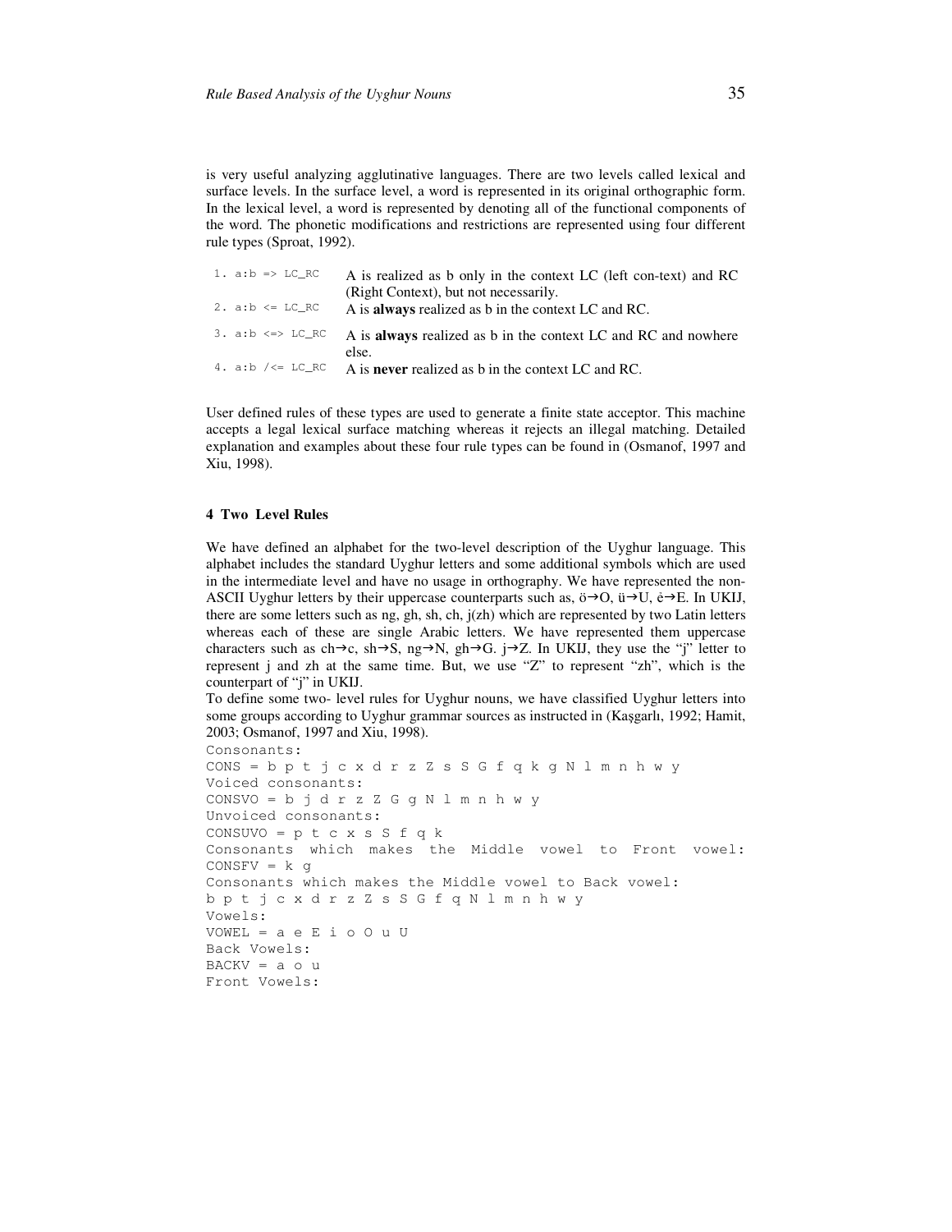is very useful analyzing agglutinative languages. There are two levels called lexical and surface levels. In the surface level, a word is represented in its original orthographic form. In the lexical level, a word is represented by denoting all of the functional components of the word. The phonetic modifications and restrictions are represented using four different rule types (Sproat, 1992).

| | |
|---|---|
| `1. a:b => LC_RC` | A is realized as b only in the context LC (left con-text) and RC (Right Context), but not necessarily. |
| `2. a:b <= LC_RC` | A is **always** realized as b in the context LC and RC. |
| `3. a:b <=> LC_RC` | A is **always** realized as b in the context LC and RC and nowhere else. |
| `4. a:b /<= LC_RC` | A is **never** realized as b in the context LC and RC. |

User defined rules of these types are used to generate a finite state acceptor. This machine accepts a legal lexical surface matching whereas it rejects an illegal matching. Detailed explanation and examples about these four rule types can be found in (Osmanof, 1997 and Xiu, 1998).

## 4 Two Level Rules

We have defined an alphabet for the two-level description of the Uyghur language. This alphabet includes the standard Uyghur letters and some additional symbols which are used in the intermediate level and have no usage in orthography. We have represented the non-ASCII Uyghur letters by their uppercase counterparts such as, ö→O, ü→U, ė→E. In UKIJ, there are some letters such as ng, gh, sh, ch, j(zh) which are represented by two Latin letters whereas each of these are single Arabic letters. We have represented them uppercase characters such as ch→c, sh→S, ng→N, gh→G. j→Z. In UKIJ, they use the "j" letter to represent j and zh at the same time. But, we use "Z" to represent "zh", which is the counterpart of "j" in UKIJ.

To define some two- level rules for Uyghur nouns, we have classified Uyghur letters into some groups according to Uyghur grammar sources as instructed in (Kaşgarlı, 1992; Hamit, 2003; Osmanof, 1997 and Xiu, 1998).

```
Consonants:
CONS = b p t j c x d r z Z s S G f q k g N l m n h w y
Voiced consonants:
CONSVO = b j d r z Z G g N l m n h w y
Unvoiced consonants:
CONSUVO = p t c x s S f q k
Consonants which makes the Middle vowel to Front vowel:
CONSFV = k g
Consonants which makes the Middle vowel to Back vowel:
b p t j c x d r z Z s S G f q N l m n h w y
Vowels:
VOWEL = a e E i o O u U
Back Vowels:
BACKV = a o u
Front Vowels:
```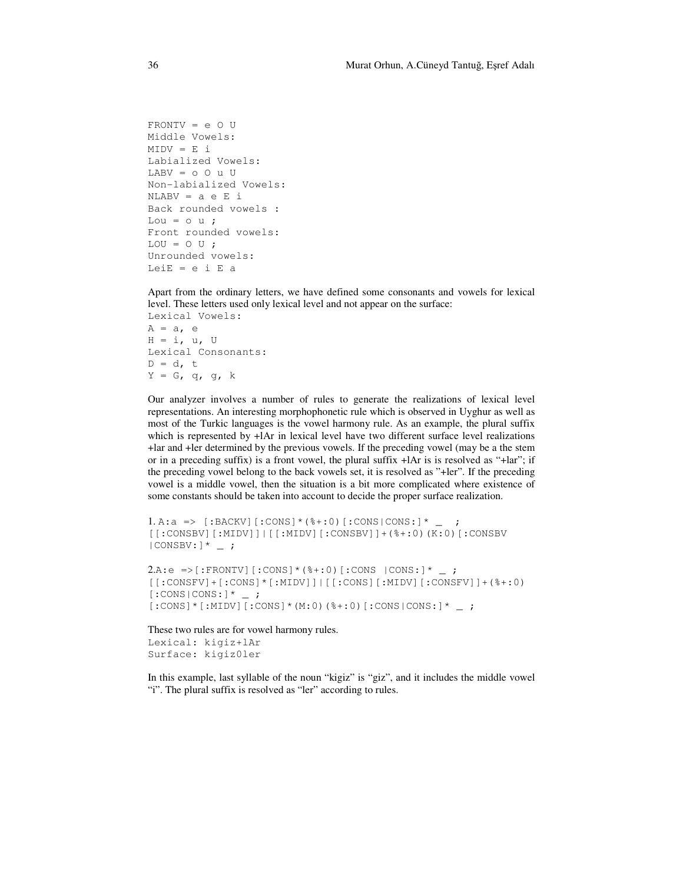```
FRONTV = e O U
Middle Vowels:
MIDV = E i
Labialized Vowels:
LABV = o O u U
Non-labialized Vowels:
NLABV = a e E i
Back rounded vowels :
Lou = o u ;
Front rounded vowels:
LOU = O U ;
Unrounded vowels:
LeiE = e i E a
```

Apart from the ordinary letters, we have defined some consonants and vowels for lexical level. These letters used only lexical level and not appear on the surface:

```
Lexical Vowels:
A = a, e
H = i, u, U
Lexical Consonants:
D = d, t
Y = G, q, g, k
```

Our analyzer involves a number of rules to generate the realizations of lexical level representations. An interesting morphophonetic rule which is observed in Uyghur as well as most of the Turkic languages is the vowel harmony rule. As an example, the plural suffix which is represented by +lAr in lexical level have two different surface level realizations +lar and +ler determined by the previous vowels. If the preceding vowel (may be a the stem or in a preceding suffix) is a front vowel, the plural suffix +lAr is is resolved as "+lar"; if the preceding vowel belong to the back vowels set, it is resolved as "+ler". If the preceding vowel is a middle vowel, then the situation is a bit more complicated where existence of some constants should be taken into account to decide the proper surface realization.

```
1. A:a => [:BACKV][:CONS]*(%+:0)[:CONS|CONS:]* _ ;
[[:CONSBV][:MIDV]]|[[:MIDV][:CONSBV]]+(%+:0)(K:0)[:CONSBV
|CONSBV:]* _ ;

2.A:e =>[:FRONTV][:CONS]*(%+:0)[:CONS |CONS:]* _ ;
[[:CONSFV]+[:CONS]*[:MIDV]]|[[:CONS][:MIDV][:CONSFV]]+(%+:0)
[:CONS|CONS:]* _ ;
[:CONS]*[:MIDV][:CONS]*(M:0)(%+:0)[:CONS|CONS:]* _ ;
```

These two rules are for vowel harmony rules.

```
Lexical: kigiz+lAr
Surface: kigiz0ler
```

In this example, last syllable of the noun "kigiz" is "giz", and it includes the middle vowel "i". The plural suffix is resolved as "ler" according to rules.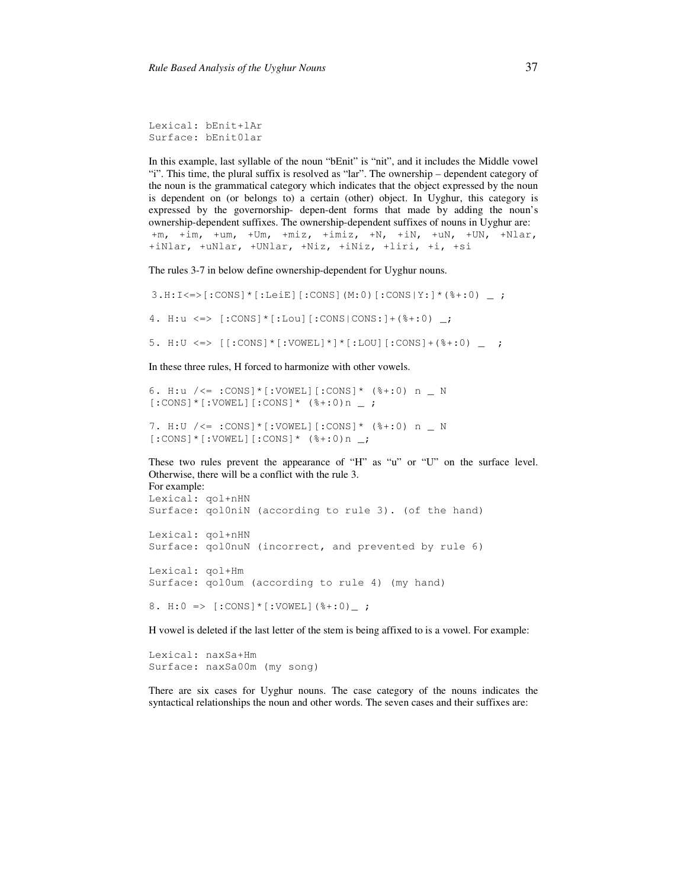```
Lexical: bEnit+lAr
Surface: bEnit0lar
```

In this example, last syllable of the noun "bEnit" is "nit", and it includes the Middle vowel "i". This time, the plural suffix is resolved as "lar". The ownership – dependent category of the noun is the grammatical category which indicates that the object expressed by the noun is dependent on (or belongs to) a certain (other) object. In Uyghur, this category is expressed by the governorship- depen-dent forms that made by adding the noun's ownership-dependent suffixes. The ownership-dependent suffixes of nouns in Uyghur are: +m, +im, +um, +Um, +miz, +imiz, +N, +iN, +uN, +UN, +Nlar, +iNlar, +uNlar, +UNlar, +Niz, +iNiz, +liri, +i, +si

The rules 3-7 in below define ownership-dependent for Uyghur nouns.

```
3.H:I<=>[:CONS]*[:LeiE][:CONS](M:0)[:CONS|Y:]*(%+:0) _ ;

4. H:u <=> [:CONS]*[:Lou][:CONS|CONS:]+(%+:0) _;

5. H:U <=> [[:CONS]*[:VOWEL]*]*[:LOU][:CONS]+(%+:0) _  ;
```

In these three rules, H forced to harmonize with other vowels.

```
6. H:u /<= :CONS]*[:VOWEL][:CONS]* (%+:0) n _ N
[:CONS]*[:VOWEL][:CONS]* (%+:0)n _ ;

7. H:U /<= :CONS]*[:VOWEL][:CONS]* (%+:0) n _ N
[:CONS]*[:VOWEL][:CONS]* (%+:0)n _;
```

These two rules prevent the appearance of "H" as "u" or "U" on the surface level. Otherwise, there will be a conflict with the rule 3.
For example:

```
Lexical: qol+nHN
Surface: qol0niN (according to rule 3). (of the hand)

Lexical: qol+nHN
Surface: qol0nuN (incorrect, and prevented by rule 6)

Lexical: qol+Hm
Surface: qol0um (according to rule 4) (my hand)

8. H:0 => [:CONS]*[:VOWEL](%+:0)_ ;
```

H vowel is deleted if the last letter of the stem is being affixed to is a vowel. For example:

```
Lexical: naxSa+Hm
Surface: naxSa00m (my song)
```

There are six cases for Uyghur nouns. The case category of the nouns indicates the syntactical relationships the noun and other words. The seven cases and their suffixes are: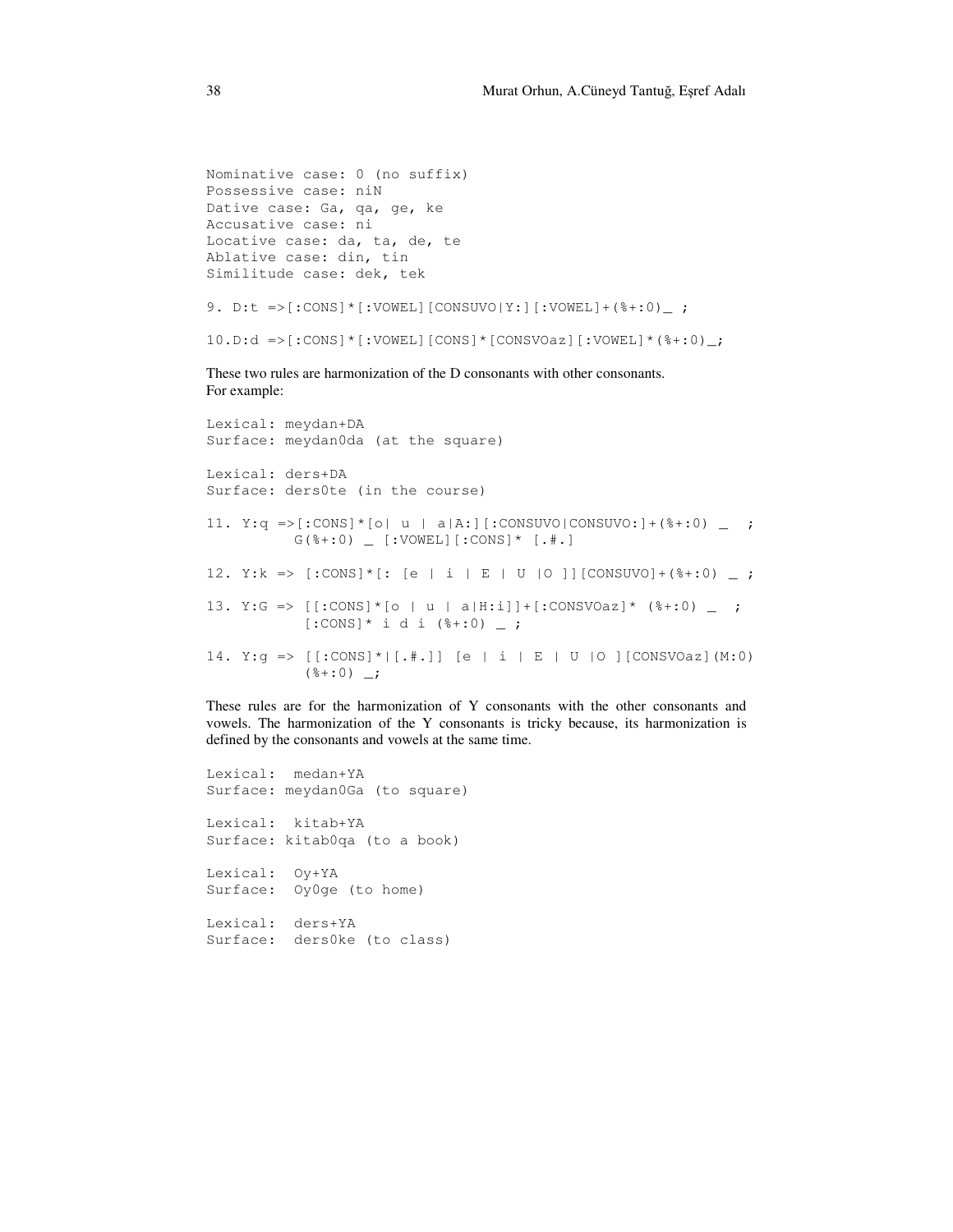```
Nominative case: 0 (no suffix)
Possessive case: niN
Dative case: Ga, qa, ge, ke
Accusative case: ni
Locative case: da, ta, de, te
Ablative case: din, tin
Similitude case: dek, tek
```

```
9. D:t =>[:CONS]*[:VOWEL][CONSUVO|Y:][:VOWEL]+(%+:0)_ ;

10.D:d =>[:CONS]*[:VOWEL][CONS]*[CONSVOaz][:VOWEL]*(%+:0)_;
```

These two rules are harmonization of the D consonants with other consonants.
For example:

```
Lexical: meydan+DA
Surface: meydan0da (at the square)

Lexical: ders+DA
Surface: ders0te (in the course)
```

```
11. Y:q =>[:CONS]*[o| u | a|A:][:CONSUVO|CONSUVO:]+(%+:0) _  ;
          G(%+:0) _ [:VOWEL][:CONS]* [.#.]

12. Y:k => [:CONS]*[: [e | i | E | U |O ]][CONSUVO]+(%+:0) _ ;

13. Y:G => [[:CONS]*[o | u | a|H:i]]+[:CONSVOaz]* (%+:0) _  ;
          [:CONS]* i d i (%+:0) _ ;

14. Y:g => [[:CONS]*|[.#.]] [e | i | E | U |O ][CONSVOaz](M:0)
          (%+:0) _;
```

These rules are for the harmonization of Y consonants with the other consonants and vowels. The harmonization of the Y consonants is tricky because, its harmonization is defined by the consonants and vowels at the same time.

```
Lexical:  medan+YA
Surface: meydan0Ga (to square)

Lexical:  kitab+YA
Surface: kitab0qa (to a book)

Lexical:  Oy+YA
Surface:  Oy0ge (to home)

Lexical:  ders+YA
Surface:  ders0ke (to class)
```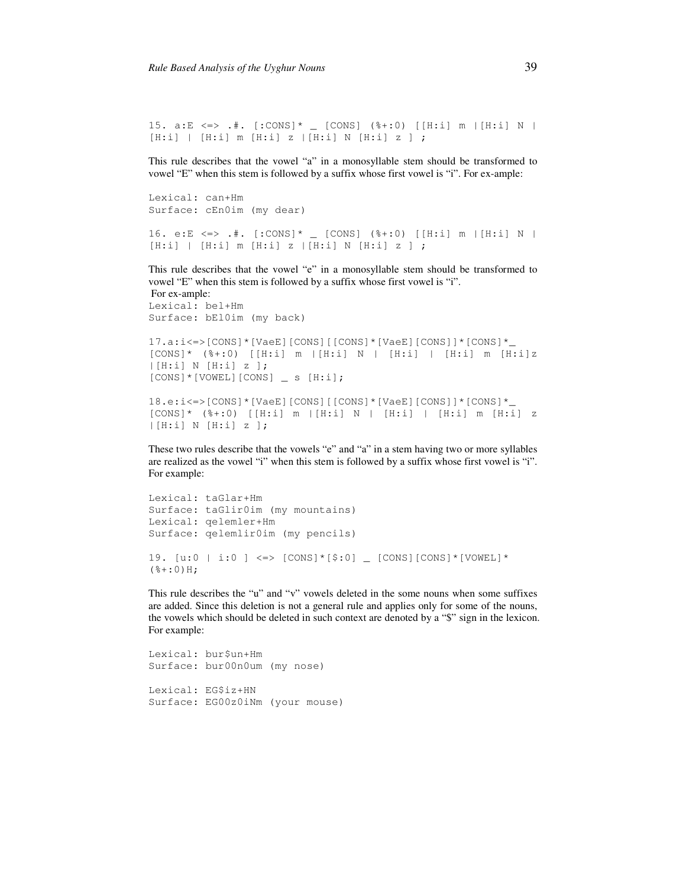```
15. a:E <=> .#. [:CONS]* _ [CONS] (%+:0) [[H:i] m |[H:i] N |
[H:i] | [H:i] m [H:i] z |[H:i] N [H:i] z ] ;
```

This rule describes that the vowel "a" in a monosyllable stem should be transformed to vowel "E" when this stem is followed by a suffix whose first vowel is "i". For ex-ample:

```
Lexical: can+Hm
Surface: cEn0im (my dear)
```

```
16. e:E <=> .#. [:CONS]* _ [CONS] (%+:0) [[H:i] m |[H:i] N |
[H:i] | [H:i] m [H:i] z |[H:i] N [H:i] z ] ;
```

This rule describes that the vowel "e" in a monosyllable stem should be transformed to vowel "E" when this stem is followed by a suffix whose first vowel is "i".
For ex-ample:

```
Lexical: bel+Hm
Surface: bEl0im (my back)
```

```
17.a:i<=>[CONS]*[VaeE][CONS][[CONS]*[VaeE][CONS]]*[CONS]*_
[CONS]* (%+:0) [[H:i] m |[H:i] N | [H:i] | [H:i] m [H:i]z
|[H:i] N [H:i] z ];
[CONS]*[VOWEL][CONS] _ s [H:i];
```

```
18.e:i<=>[CONS]*[VaeE][CONS][[CONS]*[VaeE][CONS]]*[CONS]*_
[CONS]* (%+:0) [[H:i] m |[H:i] N | [H:i] | [H:i] m [H:i] z
|[H:i] N [H:i] z ];
```

These two rules describe that the vowels "e" and "a" in a stem having two or more syllables are realized as the vowel "i" when this stem is followed by a suffix whose first vowel is "i". For example:

```
Lexical: taGlar+Hm
Surface: taGlir0im (my mountains)
Lexical: qelemler+Hm
Surface: qelemlir0im (my pencils)
```

```
19. [u:0 | i:0 ] <=> [CONS]*[$:0] _ [CONS][CONS]*[VOWEL]*
(%+:0)H;
```

This rule describes the "u" and "v" vowels deleted in the some nouns when some suffixes are added. Since this deletion is not a general rule and applies only for some of the nouns, the vowels which should be deleted in such context are denoted by a "$" sign in the lexicon. For example:

```
Lexical: bur$un+Hm
Surface: bur00n0um (my nose)

Lexical: EG$iz+HN
Surface: EG00z0iNm (your mouse)
```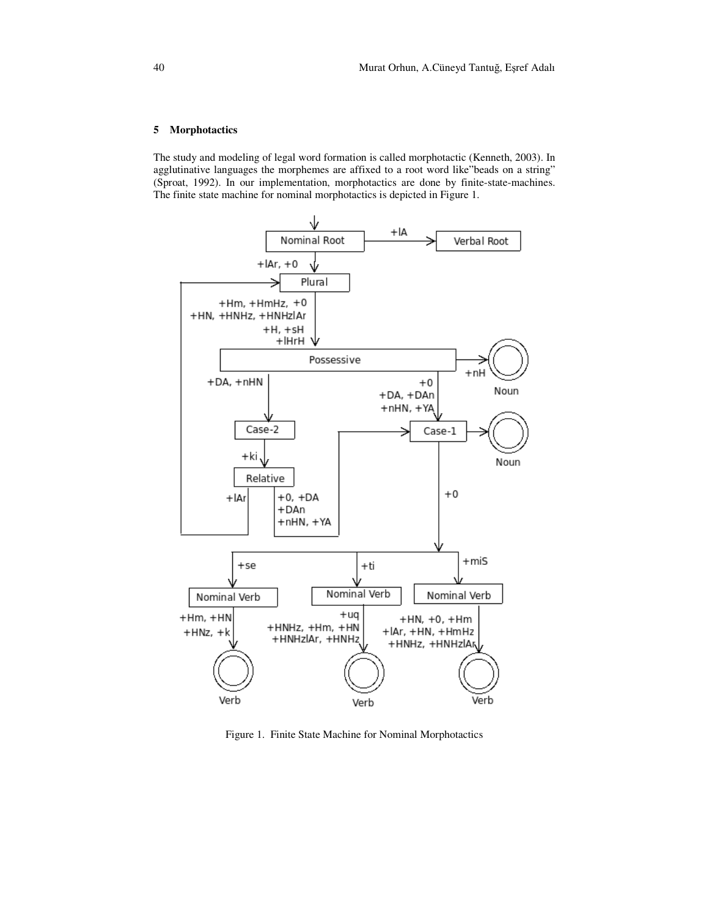## 5 Morphotactics

The study and modeling of legal word formation is called morphotactic (Kenneth, 2003). In agglutinative languages the morphemes are affixed to a root word like"beads on a string" (Sproat, 1992). In our implementation, morphotactics are done by finite-state-machines. The finite state machine for nominal morphotactics is depicted in Figure 1.

Figure 1. Finite State Machine for Nominal Morphotactics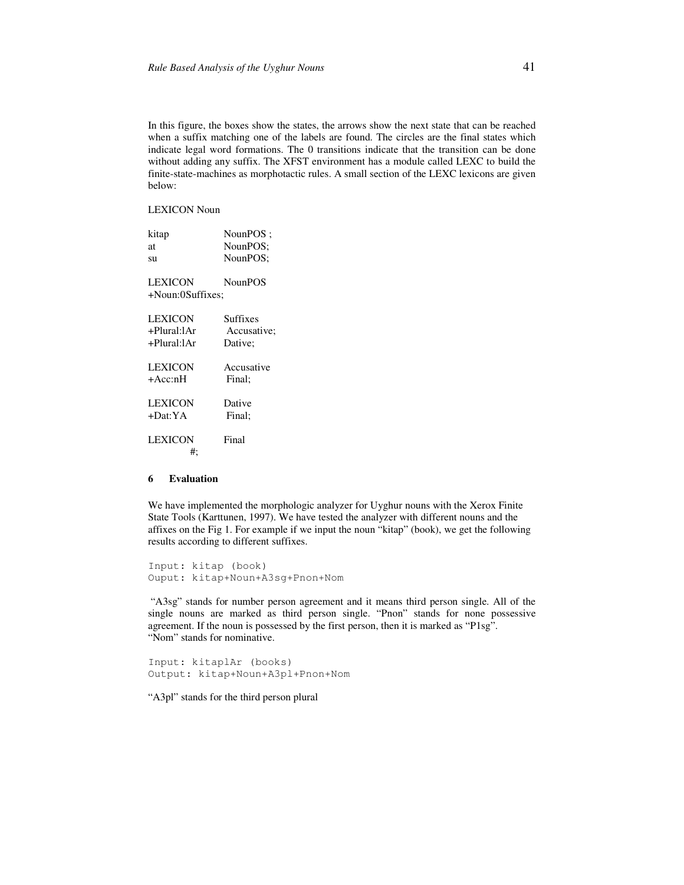In this figure, the boxes show the states, the arrows show the next state that can be reached when a suffix matching one of the labels are found. The circles are the final states which indicate legal word formations. The 0 transitions indicate that the transition can be done without adding any suffix. The XFST environment has a module called LEXC to build the finite-state-machines as morphotactic rules. A small section of the LEXC lexicons are given below:

```
LEXICON Noun

kitap           NounPOS ;
at              NounPOS;
su              NounPOS;

LEXICON         NounPOS
+Noun:0Suffixes;

LEXICON         Suffixes
+Plural:lAr      Accusative;
+Plural:lAr     Dative;

LEXICON         Accusative
+Acc:nH          Final;

LEXICON         Dative
+Dat:YA          Final;

LEXICON         Final
          #;
```

## 6 Evaluation

We have implemented the morphologic analyzer for Uyghur nouns with the Xerox Finite State Tools (Karttunen, 1997). We have tested the analyzer with different nouns and the affixes on the Fig 1. For example if we input the noun "kitap" (book), we get the following results according to different suffixes.

```
Input: kitap (book)
Ouput: kitap+Noun+A3sg+Pnon+Nom
```

"A3sg" stands for number person agreement and it means third person single. All of the single nouns are marked as third person single. "Pnon" stands for none possessive agreement. If the noun is possessed by the first person, then it is marked as "P1sg". "Nom" stands for nominative.

```
Input: kitaplAr (books)
Output: kitap+Noun+A3pl+Pnon+Nom
```

"A3pl" stands for the third person plural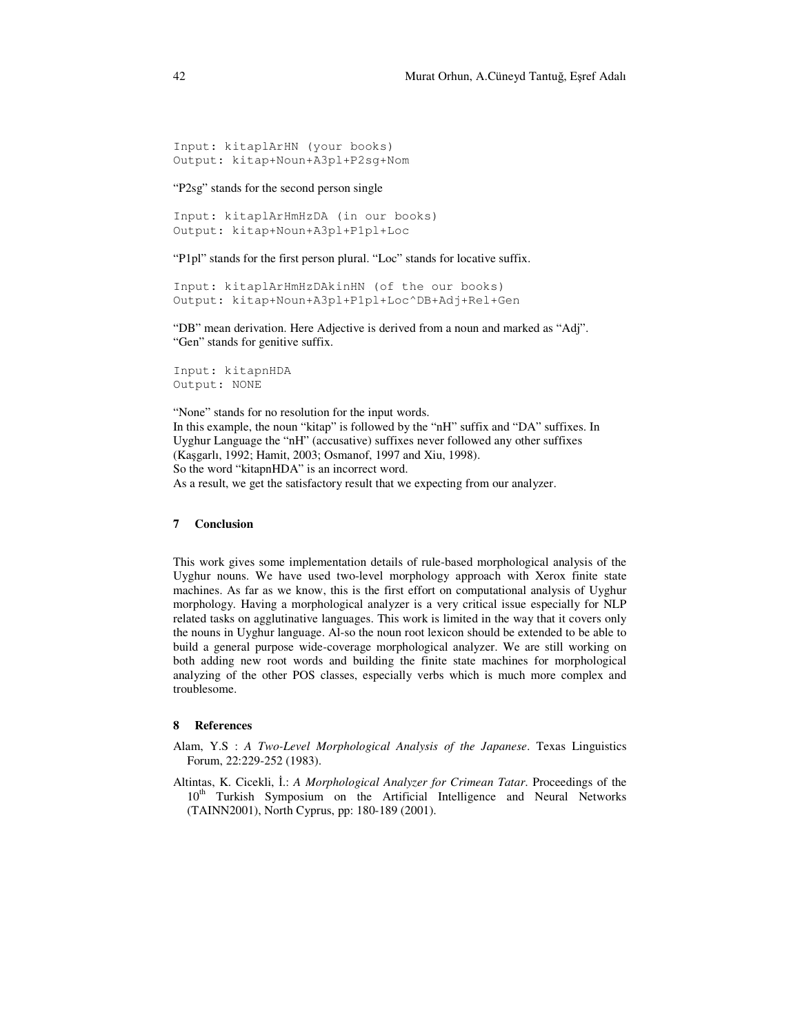```
Input: kitaplArHN (your books)
Output: kitap+Noun+A3pl+P2sg+Nom
```

"P2sg" stands for the second person single

```
Input: kitaplArHmHzDA (in our books)
Output: kitap+Noun+A3pl+P1pl+Loc
```

"P1pl" stands for the first person plural. "Loc" stands for locative suffix.

```
Input: kitaplArHmHzDAkinHN (of the our books)
Output: kitap+Noun+A3pl+P1pl+Loc^DB+Adj+Rel+Gen
```

"DB" mean derivation. Here Adjective is derived from a noun and marked as "Adj".
"Gen" stands for genitive suffix.

```
Input: kitapnHDA
Output: NONE
```

"None" stands for no resolution for the input words.
In this example, the noun "kitap" is followed by the "nH" suffix and "DA" suffixes. In Uyghur Language the "nH" (accusative) suffixes never followed any other suffixes (Kaşgarlı, 1992; Hamit, 2003; Osmanof, 1997 and Xiu, 1998).
So the word "kitapnHDA" is an incorrect word.
As a result, we get the satisfactory result that we expecting from our analyzer.

## 7 Conclusion

This work gives some implementation details of rule-based morphological analysis of the Uyghur nouns. We have used two-level morphology approach with Xerox finite state machines. As far as we know, this is the first effort on computational analysis of Uyghur morphology. Having a morphological analyzer is a very critical issue especially for NLP related tasks on agglutinative languages. This work is limited in the way that it covers only the nouns in Uyghur language. Al-so the noun root lexicon should be extended to be able to build a general purpose wide-coverage morphological analyzer. We are still working on both adding new root words and building the finite state machines for morphological analyzing of the other POS classes, especially verbs which is much more complex and troublesome.

## 8 References

Alam, Y.S : *A Two-Level Morphological Analysis of the Japanese*. Texas Linguistics Forum, 22:229-252 (1983).

Altintas, K. Cicekli, İ.: *A Morphological Analyzer for Crimean Tatar*. Proceedings of the 10th Turkish Symposium on the Artificial Intelligence and Neural Networks (TAINN2001), North Cyprus, pp: 180-189 (2001).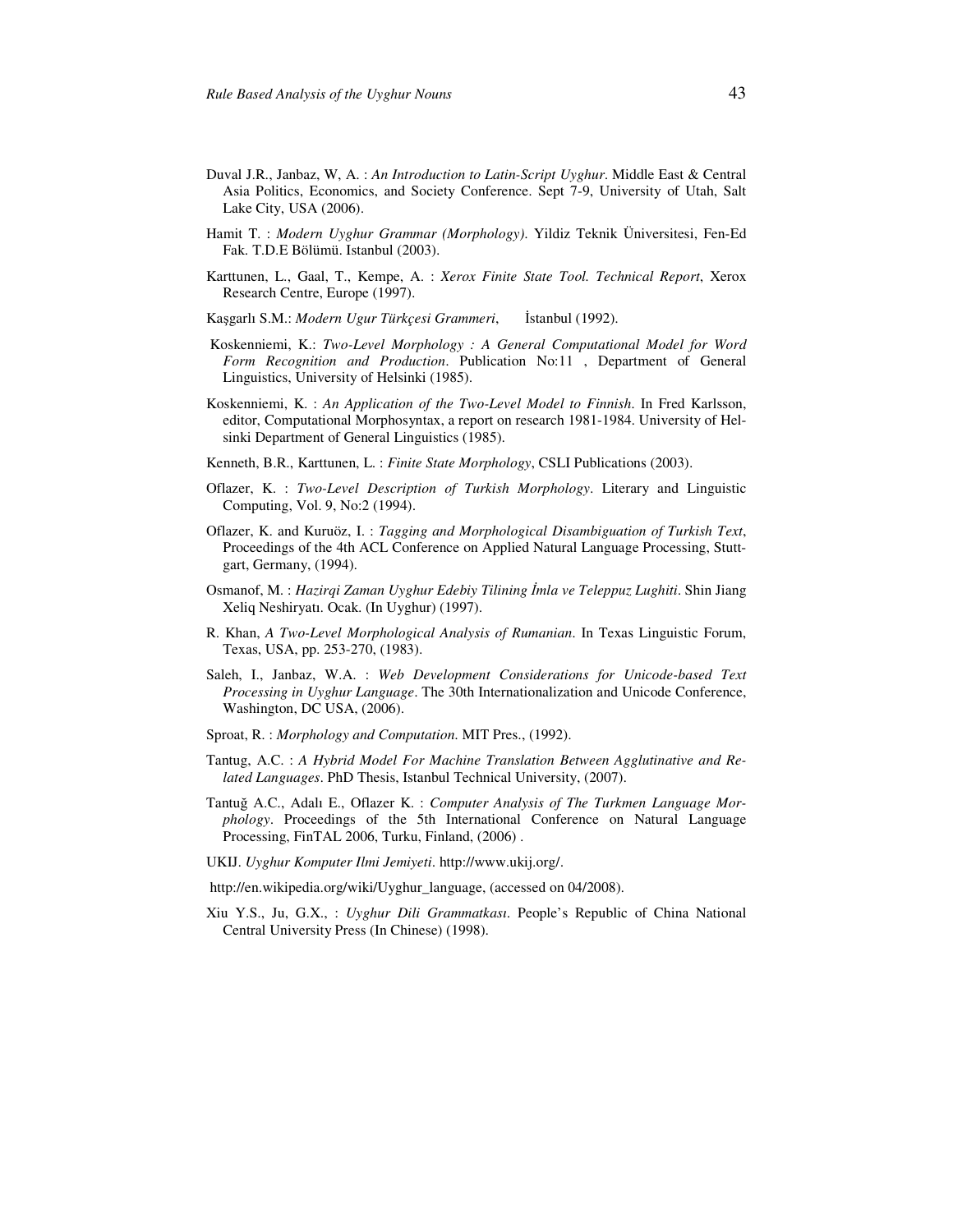Duval J.R., Janbaz, W, A. : *An Introduction to Latin-Script Uyghur*. Middle East & Central Asia Politics, Economics, and Society Conference. Sept 7-9, University of Utah, Salt Lake City, USA (2006).

Hamit T. : *Modern Uyghur Grammar (Morphology)*. Yildiz Teknik Üniversitesi, Fen-Ed Fak. T.D.E Bölümü. Istanbul (2003).

Karttunen, L., Gaal, T., Kempe, A. : *Xerox Finite State Tool. Technical Report*, Xerox Research Centre, Europe (1997).

Kaşgarlı S.M.: *Modern Ugur Türkçesi Grammeri*, İstanbul (1992).

Koskenniemi, K.: *Two-Level Morphology : A General Computational Model for Word Form Recognition and Production*. Publication No:11 , Department of General Linguistics, University of Helsinki (1985).

Koskenniemi, K. : *An Application of the Two-Level Model to Finnish*. In Fred Karlsson, editor, Computational Morphosyntax, a report on research 1981-1984. University of Helsinki Department of General Linguistics (1985).

Kenneth, B.R., Karttunen, L. : *Finite State Morphology*, CSLI Publications (2003).

Oflazer, K. : *Two-Level Description of Turkish Morphology*. Literary and Linguistic Computing, Vol. 9, No:2 (1994).

Oflazer, K. and Kuruöz, I. : *Tagging and Morphological Disambiguation of Turkish Text*, Proceedings of the 4th ACL Conference on Applied Natural Language Processing, Stuttgart, Germany, (1994).

Osmanof, M. : *Hazirqi Zaman Uyghur Edebiy Tilining İmla ve Teleppuz Lughiti*. Shin Jiang Xeliq Neshiryatı. Ocak. (In Uyghur) (1997).

R. Khan, *A Two-Level Morphological Analysis of Rumanian*. In Texas Linguistic Forum, Texas, USA, pp. 253-270, (1983).

Saleh, I., Janbaz, W.A. : *Web Development Considerations for Unicode-based Text Processing in Uyghur Language*. The 30th Internationalization and Unicode Conference, Washington, DC USA, (2006).

Sproat, R. : *Morphology and Computation*. MIT Pres., (1992).

Tantug, A.C. : *A Hybrid Model For Machine Translation Between Agglutinative and Related Languages*. PhD Thesis, Istanbul Technical University, (2007).

Tantuğ A.C., Adalı E., Oflazer K. : *Computer Analysis of The Turkmen Language Morphology*. Proceedings of the 5th International Conference on Natural Language Processing, FinTAL 2006, Turku, Finland, (2006) .

UKIJ. *Uyghur Komputer Ilmi Jemiyeti*. http://www.ukij.org/.

http://en.wikipedia.org/wiki/Uyghur_language, (accessed on 04/2008).

Xiu Y.S., Ju, G.X., : *Uyghur Dili Grammatkası*. People's Republic of China National Central University Press (In Chinese) (1998).